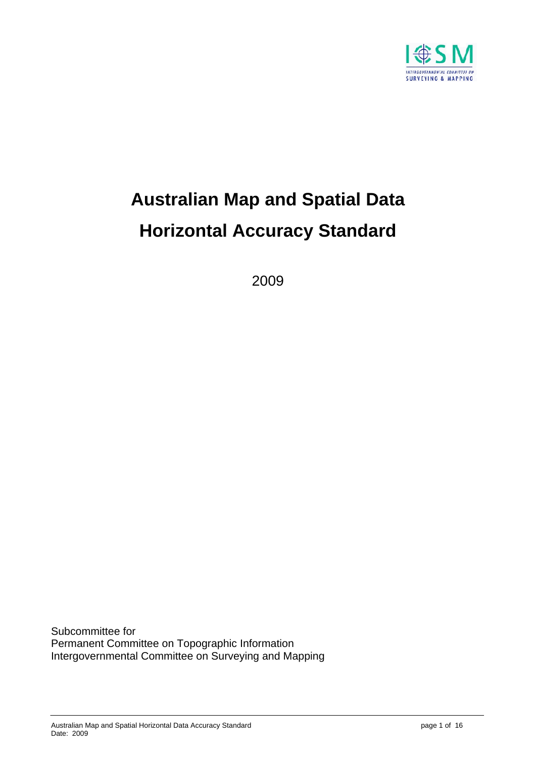# Australian Map and Spatial Data Horizontal Accuracy Standard

2009

Subcommittee for
Permanent Committee on Topographic Information
Intergovernmental Committee on Surveying and Mapping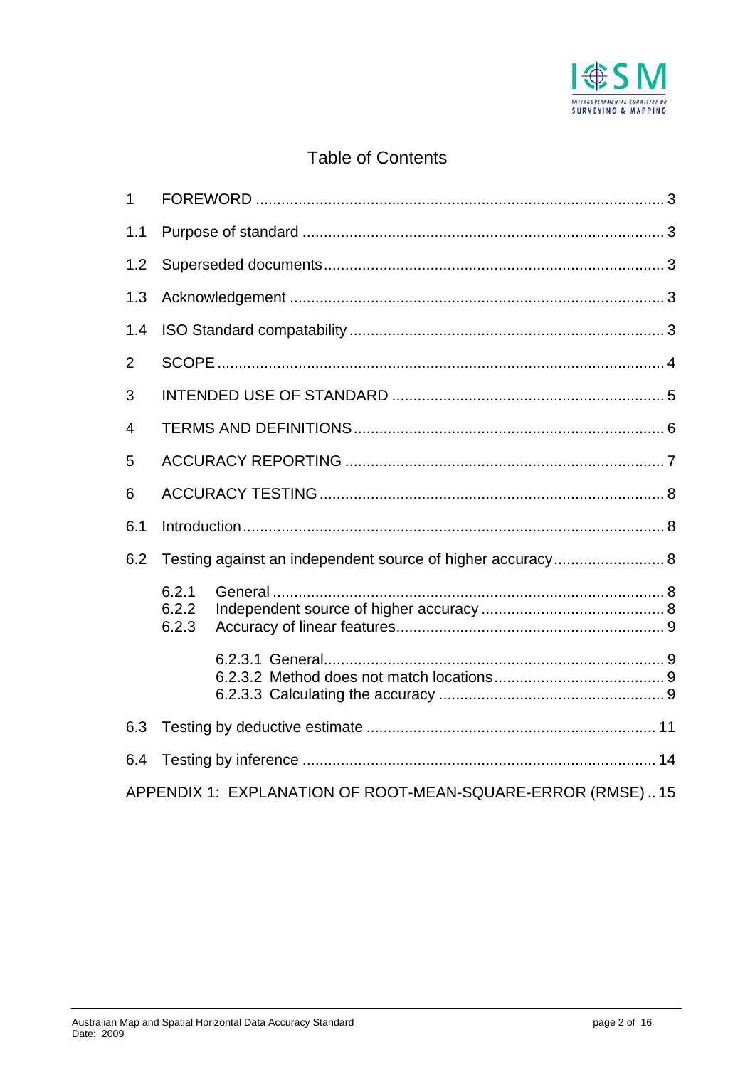# Table of Contents

| | | |
|---|---|---|
| 1 | FOREWORD | 3 |
| 1.1 | Purpose of standard | 3 |
| 1.2 | Superseded documents | 3 |
| 1.3 | Acknowledgement | 3 |
| 1.4 | ISO Standard compatability | 3 |
| 2 | SCOPE | 4 |
| 3 | INTENDED USE OF STANDARD | 5 |
| 4 | TERMS AND DEFINITIONS | 6 |
| 5 | ACCURACY REPORTING | 7 |
| 6 | ACCURACY TESTING | 8 |
| 6.1 | Introduction | 8 |
| 6.2 | Testing against an independent source of higher accuracy | 8 |
| 6.2.1 | General | 8 |
| 6.2.2 | Independent source of higher accuracy | 8 |
| 6.2.3 | Accuracy of linear features | 9 |
| 6.2.3.1 | General | 9 |
| 6.2.3.2 | Method does not match locations | 9 |
| 6.2.3.3 | Calculating the accuracy | 9 |
| 6.3 | Testing by deductive estimate | 11 |
| 6.4 | Testing by inference | 14 |
| | APPENDIX 1: EXPLANATION OF ROOT-MEAN-SQUARE-ERROR (RMSE) | 15 |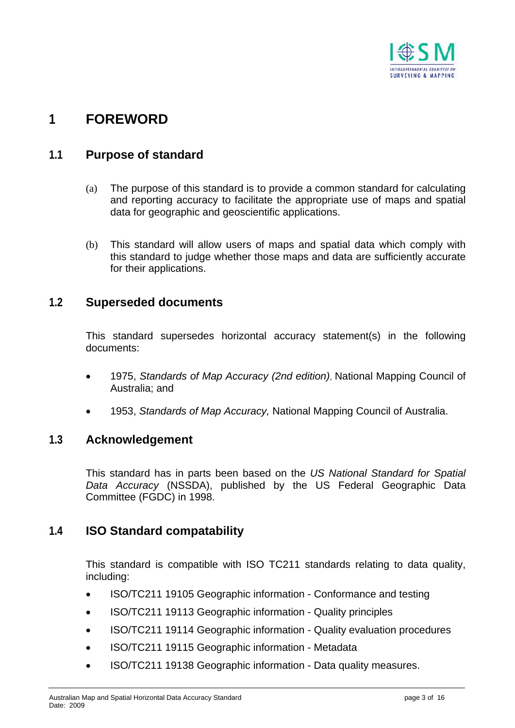# 1 FOREWORD

## 1.1 Purpose of standard

(a) The purpose of this standard is to provide a common standard for calculating and reporting accuracy to facilitate the appropriate use of maps and spatial data for geographic and geoscientific applications.

(b) This standard will allow users of maps and spatial data which comply with this standard to judge whether those maps and data are sufficiently accurate for their applications.

## 1.2 Superseded documents

This standard supersedes horizontal accuracy statement(s) in the following documents:

- 1975, *Standards of Map Accuracy (2nd edition)*, National Mapping Council of Australia; and
- 1953, *Standards of Map Accuracy,* National Mapping Council of Australia.

## 1.3 Acknowledgement

This standard has in parts been based on the *US National Standard for Spatial Data Accuracy* (NSSDA), published by the US Federal Geographic Data Committee (FGDC) in 1998.

## 1.4 ISO Standard compatability

This standard is compatible with ISO TC211 standards relating to data quality, including:

- ISO/TC211 19105 Geographic information - Conformance and testing
- ISO/TC211 19113 Geographic information - Quality principles
- ISO/TC211 19114 Geographic information - Quality evaluation procedures
- ISO/TC211 19115 Geographic information - Metadata
- ISO/TC211 19138 Geographic information - Data quality measures.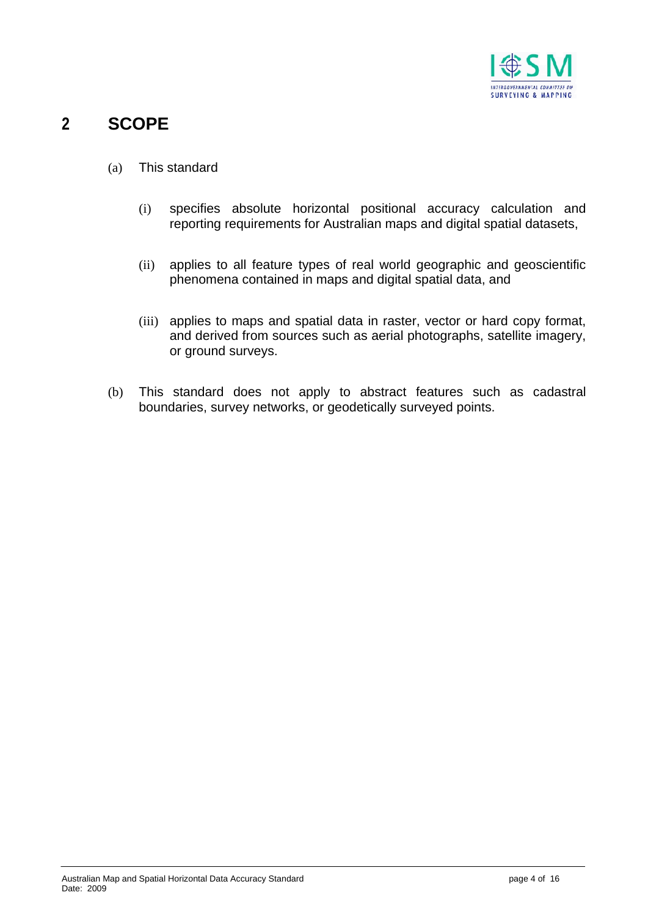# 2 SCOPE

(a) This standard

(i) specifies absolute horizontal positional accuracy calculation and reporting requirements for Australian maps and digital spatial datasets,

(ii) applies to all feature types of real world geographic and geoscientific phenomena contained in maps and digital spatial data, and

(iii) applies to maps and spatial data in raster, vector or hard copy format, and derived from sources such as aerial photographs, satellite imagery, or ground surveys.

(b) This standard does not apply to abstract features such as cadastral boundaries, survey networks, or geodetically surveyed points.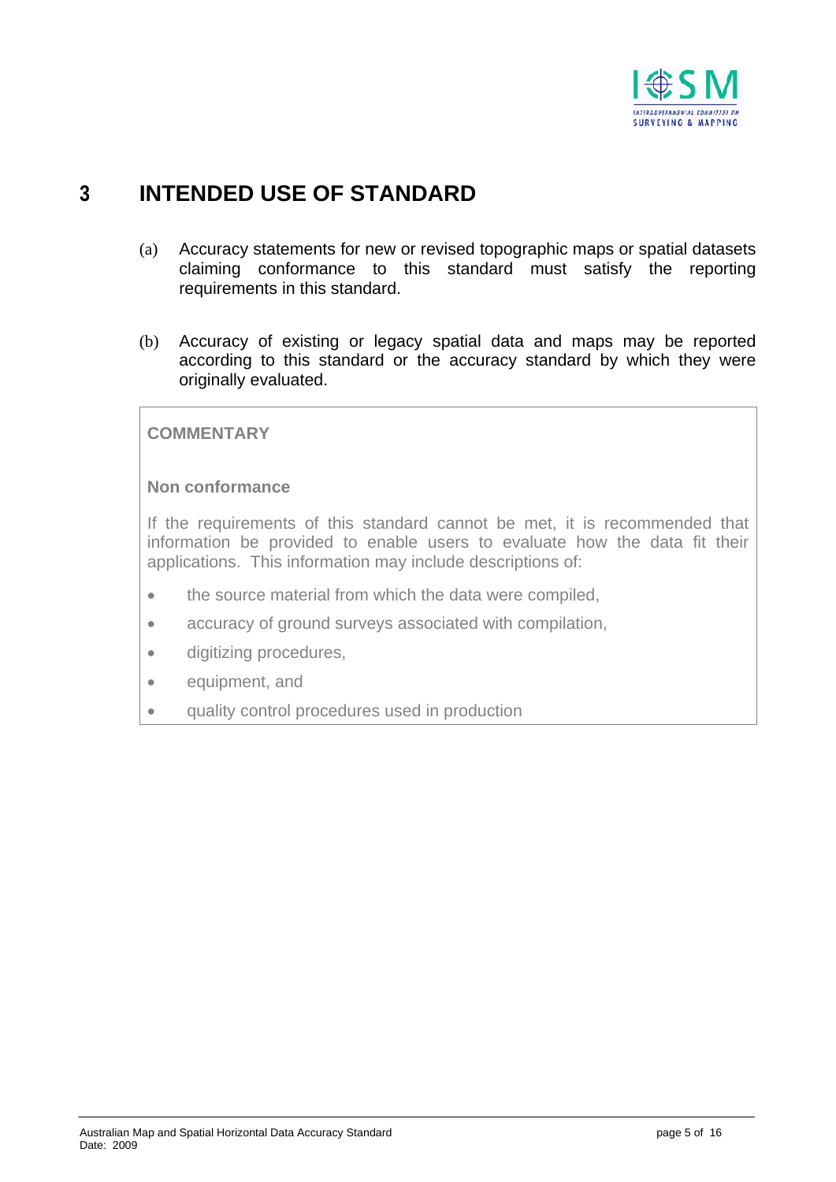# 3 INTENDED USE OF STANDARD

(a) Accuracy statements for new or revised topographic maps or spatial datasets claiming conformance to this standard must satisfy the reporting requirements in this standard.

(b) Accuracy of existing or legacy spatial data and maps may be reported according to this standard or the accuracy standard by which they were originally evaluated.

> **COMMENTARY**
>
> **Non conformance**
>
> If the requirements of this standard cannot be met, it is recommended that information be provided to enable users to evaluate how the data fit their applications. This information may include descriptions of:
>
> - the source material from which the data were compiled,
> - accuracy of ground surveys associated with compilation,
> - digitizing procedures,
> - equipment, and
> - quality control procedures used in production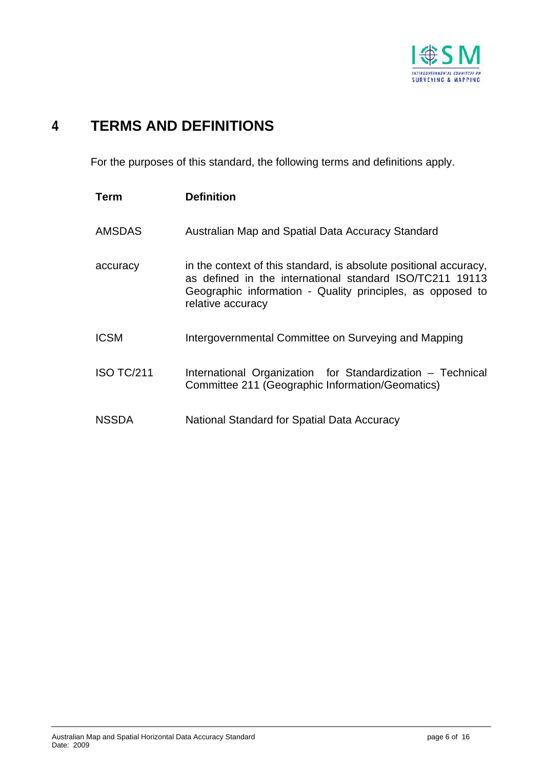# 4 TERMS AND DEFINITIONS

For the purposes of this standard, the following terms and definitions apply.

| Term | Definition |
| --- | --- |
| AMSDAS | Australian Map and Spatial Data Accuracy Standard |
| accuracy | in the context of this standard, is absolute positional accuracy, as defined in the international standard ISO/TC211 19113 Geographic information - Quality principles, as opposed to relative accuracy |
| ICSM | Intergovernmental Committee on Surveying and Mapping |
| ISO TC/211 | International Organization for Standardization – Technical Committee 211 (Geographic Information/Geomatics) |
| NSSDA | National Standard for Spatial Data Accuracy |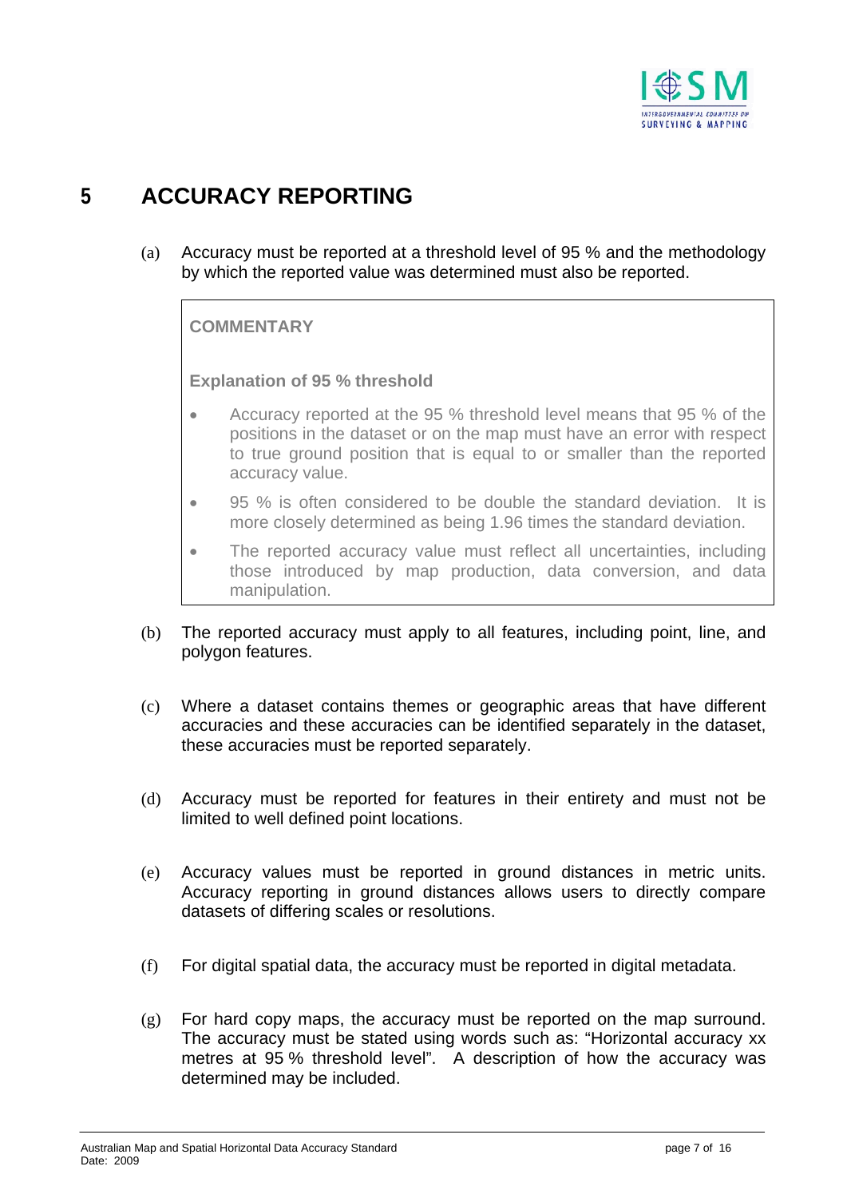# 5 ACCURACY REPORTING

(a) Accuracy must be reported at a threshold level of 95 % and the methodology by which the reported value was determined must also be reported.

> **COMMENTARY**
>
> **Explanation of 95 % threshold**
>
> - Accuracy reported at the 95 % threshold level means that 95 % of the positions in the dataset or on the map must have an error with respect to true ground position that is equal to or smaller than the reported accuracy value.
> - 95 % is often considered to be double the standard deviation. It is more closely determined as being 1.96 times the standard deviation.
> - The reported accuracy value must reflect all uncertainties, including those introduced by map production, data conversion, and data manipulation.

(b) The reported accuracy must apply to all features, including point, line, and polygon features.

(c) Where a dataset contains themes or geographic areas that have different accuracies and these accuracies can be identified separately in the dataset, these accuracies must be reported separately.

(d) Accuracy must be reported for features in their entirety and must not be limited to well defined point locations.

(e) Accuracy values must be reported in ground distances in metric units. Accuracy reporting in ground distances allows users to directly compare datasets of differing scales or resolutions.

(f) For digital spatial data, the accuracy must be reported in digital metadata.

(g) For hard copy maps, the accuracy must be reported on the map surround. The accuracy must be stated using words such as: "Horizontal accuracy xx metres at 95 % threshold level". A description of how the accuracy was determined may be included.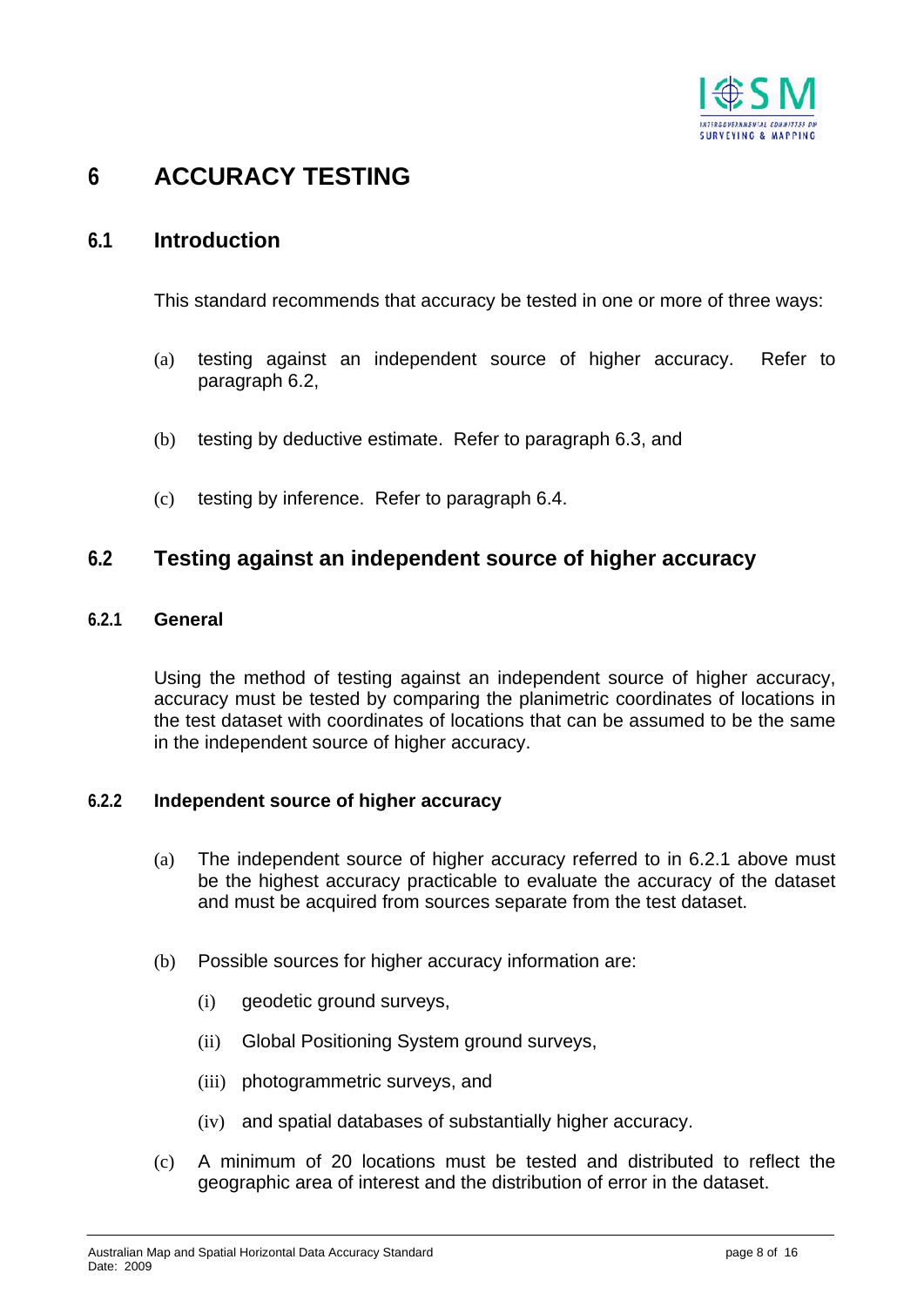# 6 ACCURACY TESTING

## 6.1 Introduction

This standard recommends that accuracy be tested in one or more of three ways:

(a) testing against an independent source of higher accuracy. Refer to paragraph 6.2,

(b) testing by deductive estimate. Refer to paragraph 6.3, and

(c) testing by inference. Refer to paragraph 6.4.

## 6.2 Testing against an independent source of higher accuracy

### 6.2.1 General

Using the method of testing against an independent source of higher accuracy, accuracy must be tested by comparing the planimetric coordinates of locations in the test dataset with coordinates of locations that can be assumed to be the same in the independent source of higher accuracy.

### 6.2.2 Independent source of higher accuracy

(a) The independent source of higher accuracy referred to in 6.2.1 above must be the highest accuracy practicable to evaluate the accuracy of the dataset and must be acquired from sources separate from the test dataset.

(b) Possible sources for higher accuracy information are:

   (i) geodetic ground surveys,

   (ii) Global Positioning System ground surveys,

   (iii) photogrammetric surveys, and

   (iv) and spatial databases of substantially higher accuracy.

(c) A minimum of 20 locations must be tested and distributed to reflect the geographic area of interest and the distribution of error in the dataset.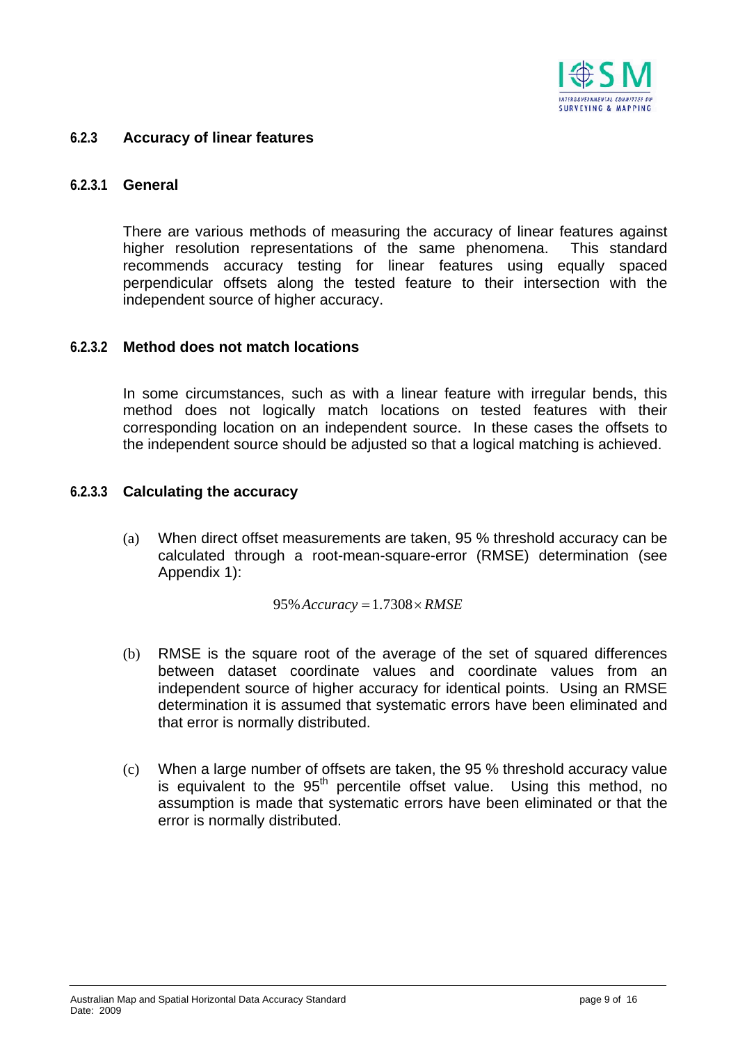### 6.2.3 Accuracy of linear features

#### 6.2.3.1 General

There are various methods of measuring the accuracy of linear features against higher resolution representations of the same phenomena. This standard recommends accuracy testing for linear features using equally spaced perpendicular offsets along the tested feature to their intersection with the independent source of higher accuracy.

#### 6.2.3.2 Method does not match locations

In some circumstances, such as with a linear feature with irregular bends, this method does not logically match locations on tested features with their corresponding location on an independent source. In these cases the offsets to the independent source should be adjusted so that a logical matching is achieved.

#### 6.2.3.3 Calculating the accuracy

(a) When direct offset measurements are taken, 95 % threshold accuracy can be calculated through a root-mean-square-error (RMSE) determination (see Appendix 1):

$$95\% Accuracy = 1.7308 \times RMSE$$

(b) RMSE is the square root of the average of the set of squared differences between dataset coordinate values and coordinate values from an independent source of higher accuracy for identical points. Using an RMSE determination it is assumed that systematic errors have been eliminated and that error is normally distributed.

(c) When a large number of offsets are taken, the 95 % threshold accuracy value is equivalent to the $95^{th}$ percentile offset value. Using this method, no assumption is made that systematic errors have been eliminated or that the error is normally distributed.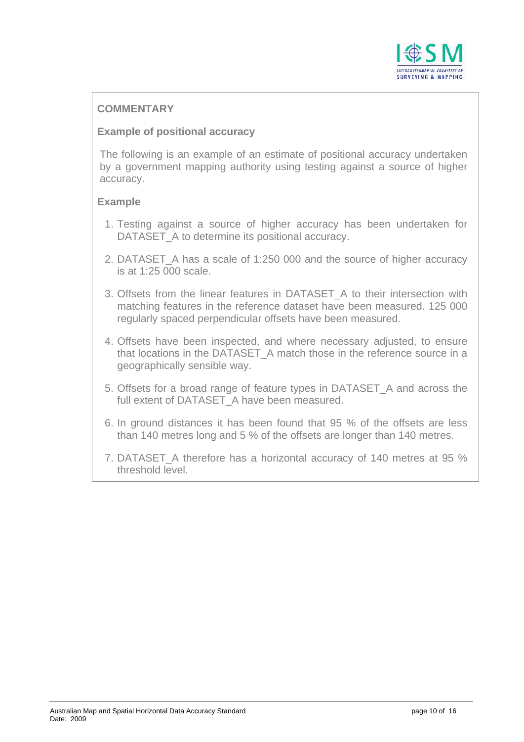## COMMENTARY

### Example of positional accuracy

The following is an example of an estimate of positional accuracy undertaken by a government mapping authority using testing against a source of higher accuracy.

### Example

1. Testing against a source of higher accuracy has been undertaken for DATASET_A to determine its positional accuracy.
2. DATASET_A has a scale of 1:250 000 and the source of higher accuracy is at 1:25 000 scale.
3. Offsets from the linear features in DATASET_A to their intersection with matching features in the reference dataset have been measured. 125 000 regularly spaced perpendicular offsets have been measured.
4. Offsets have been inspected, and where necessary adjusted, to ensure that locations in the DATASET_A match those in the reference source in a geographically sensible way.
5. Offsets for a broad range of feature types in DATASET_A and across the full extent of DATASET_A have been measured.
6. In ground distances it has been found that 95 % of the offsets are less than 140 metres long and 5 % of the offsets are longer than 140 metres.
7. DATASET_A therefore has a horizontal accuracy of 140 metres at 95 % threshold level.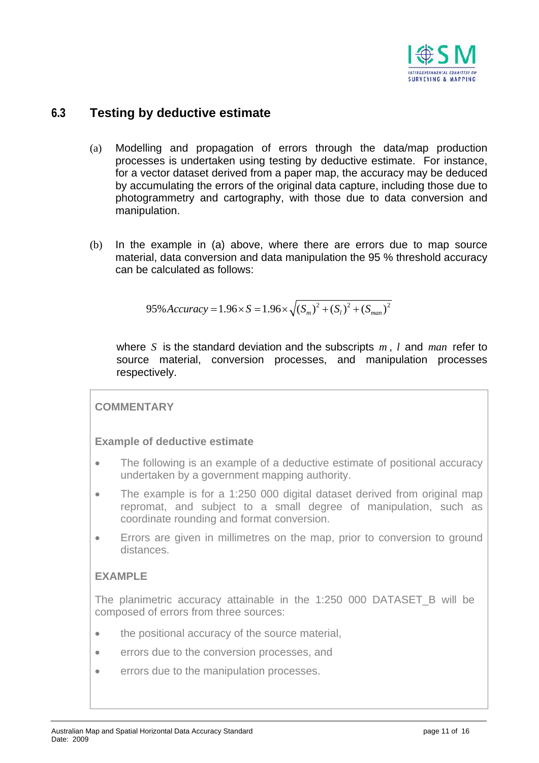## 6.3 Testing by deductive estimate

(a) Modelling and propagation of errors through the data/map production processes is undertaken using testing by deductive estimate. For instance, for a vector dataset derived from a paper map, the accuracy may be deduced by accumulating the errors of the original data capture, including those due to photogrammetry and cartography, with those due to data conversion and manipulation.

(b) In the example in (a) above, where there are errors due to map source material, data conversion and data manipulation the 95 % threshold accuracy can be calculated as follows:

$$95\%Accuracy = 1.96 \times S = 1.96 \times \sqrt{(S_m)^2 + (S_l)^2 + (S_{man})^2}$$

where $S$ is the standard deviation and the subscripts $m$, $l$ and $man$ refer to source material, conversion processes, and manipulation processes respectively.

**COMMENTARY**

**Example of deductive estimate**

- The following is an example of a deductive estimate of positional accuracy undertaken by a government mapping authority.
- The example is for a 1:250 000 digital dataset derived from original map repromat, and subject to a small degree of manipulation, such as coordinate rounding and format conversion.
- Errors are given in millimetres on the map, prior to conversion to ground distances.

**EXAMPLE**

The planimetric accuracy attainable in the 1:250 000 DATASET_B will be composed of errors from three sources:

- the positional accuracy of the source material,
- errors due to the conversion processes, and
- errors due to the manipulation processes.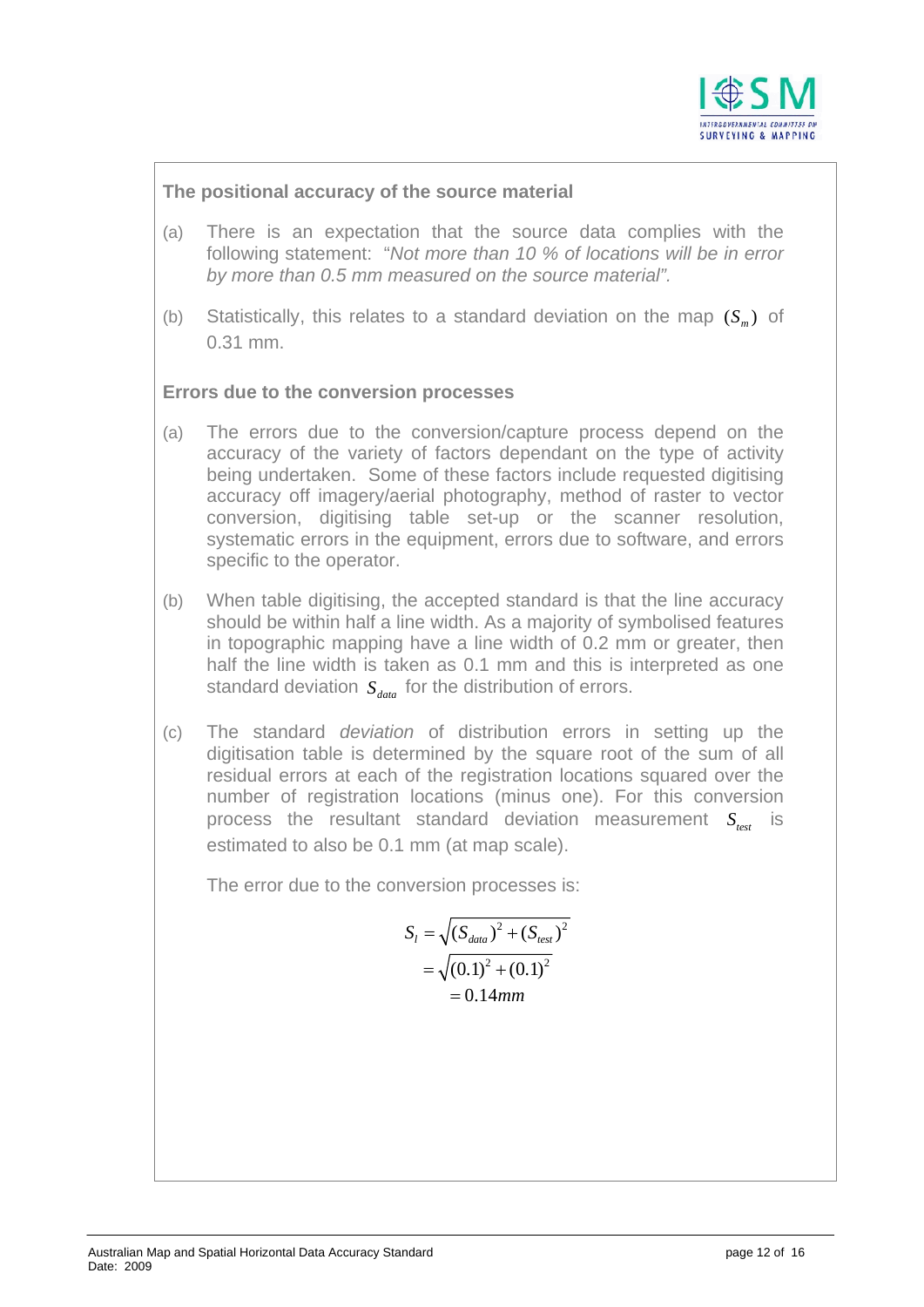**The positional accuracy of the source material**

(a) There is an expectation that the source data complies with the following statement: "*Not more than 10 % of locations will be in error by more than 0.5 mm measured on the source material".*

(b) Statistically, this relates to a standard deviation on the map $(S_m)$ of 0.31 mm.

**Errors due to the conversion processes**

(a) The errors due to the conversion/capture process depend on the accuracy of the variety of factors dependant on the type of activity being undertaken. Some of these factors include requested digitising accuracy off imagery/aerial photography, method of raster to vector conversion, digitising table set-up or the scanner resolution, systematic errors in the equipment, errors due to software, and errors specific to the operator.

(b) When table digitising, the accepted standard is that the line accuracy should be within half a line width. As a majority of symbolised features in topographic mapping have a line width of 0.2 mm or greater, then half the line width is taken as 0.1 mm and this is interpreted as one standard deviation $S_{data}$ for the distribution of errors.

(c) The standard *deviation* of distribution errors in setting up the digitisation table is determined by the square root of the sum of all residual errors at each of the registration locations squared over the number of registration locations (minus one). For this conversion process the resultant standard deviation measurement $S_{test}$ is estimated to also be 0.1 mm (at map scale).

The error due to the conversion processes is:

$$
\begin{aligned}
S_l &= \sqrt{(S_{data})^2 + (S_{test})^2} \\
&= \sqrt{(0.1)^2 + (0.1)^2} \\
&= 0.14mm
\end{aligned}
$$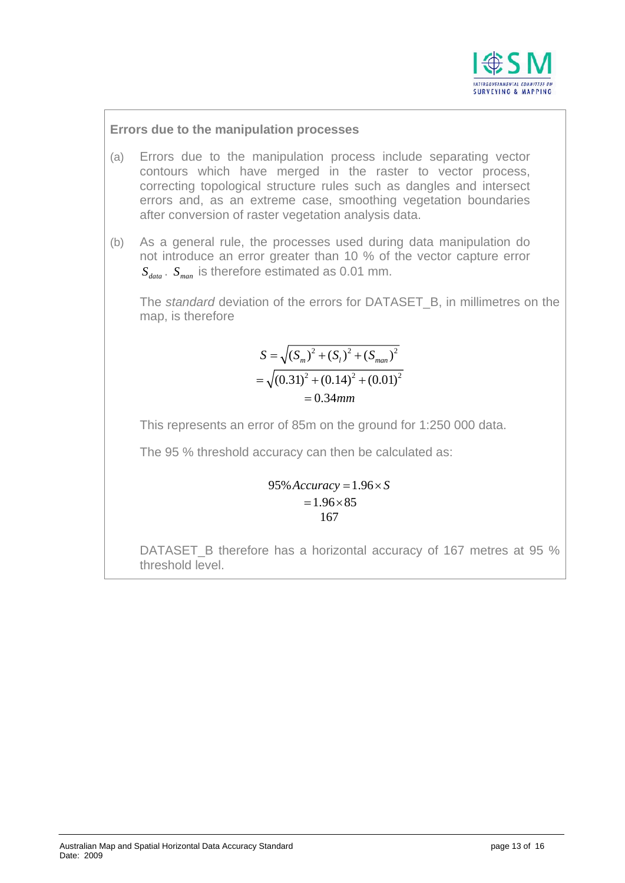**Errors due to the manipulation processes**

(a) Errors due to the manipulation process include separating vector contours which have merged in the raster to vector process, correcting topological structure rules such as dangles and intersect errors and, as an extreme case, smoothing vegetation boundaries after conversion of raster vegetation analysis data.

(b) As a general rule, the processes used during data manipulation do not introduce an error greater than 10 % of the vector capture error $S_{data}$. $S_{man}$ is therefore estimated as 0.01 mm.

The *standard* deviation of the errors for DATASET_B, in millimetres on the map, is therefore

$$
\begin{aligned}
S &= \sqrt{(S_m)^2 + (S_l)^2 + (S_{man})^2} \\
&= \sqrt{(0.31)^2 + (0.14)^2 + (0.01)^2} \\
&= 0.34mm
\end{aligned}
$$

This represents an error of 85m on the ground for 1:250 000 data.

The 95 % threshold accuracy can then be calculated as:

$$
\begin{aligned}
95\% Accuracy &= 1.96 \times S \\
&= 1.96 \times 85 \\
&\ \ 167
\end{aligned}
$$

DATASET_B therefore has a horizontal accuracy of 167 metres at 95 % threshold level.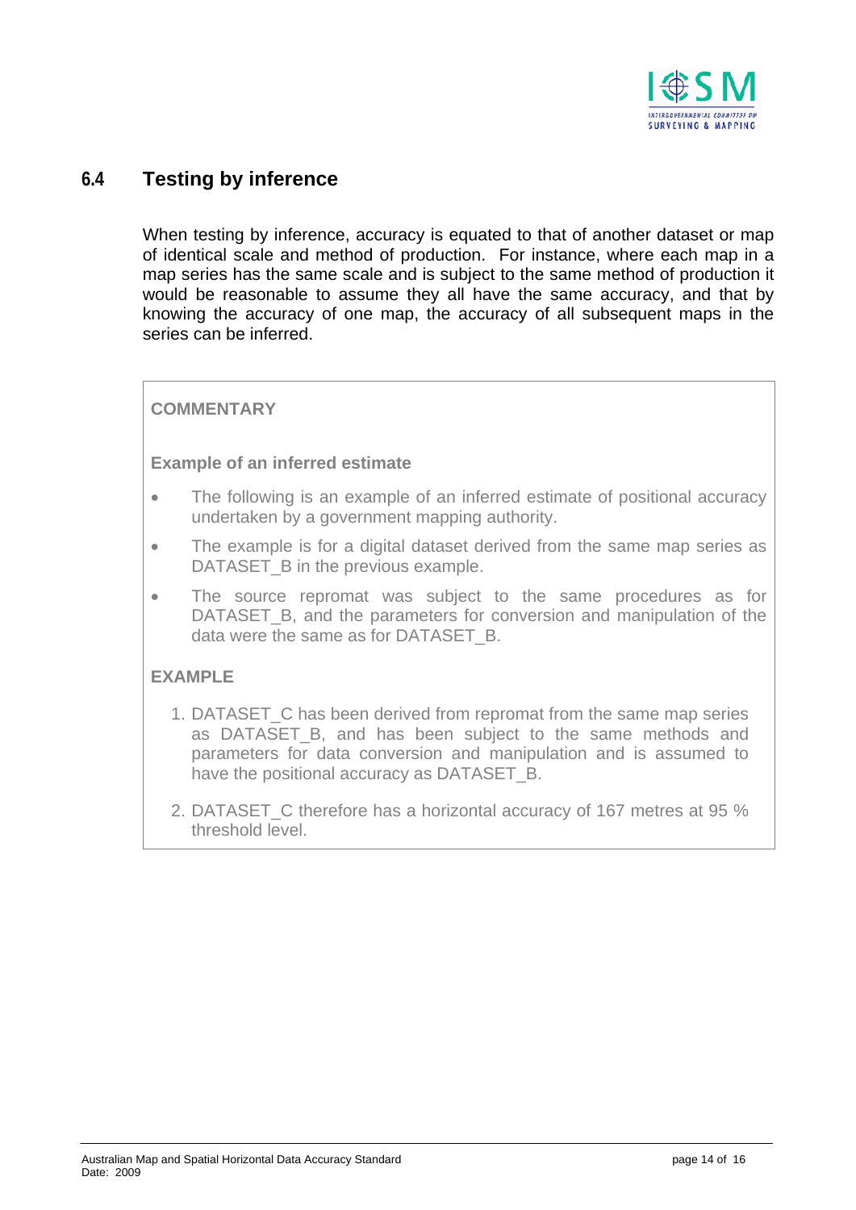## 6.4 Testing by inference

When testing by inference, accuracy is equated to that of another dataset or map of identical scale and method of production. For instance, where each map in a map series has the same scale and is subject to the same method of production it would be reasonable to assume they all have the same accuracy, and that by knowing the accuracy of one map, the accuracy of all subsequent maps in the series can be inferred.

**COMMENTARY**

**Example of an inferred estimate**

- The following is an example of an inferred estimate of positional accuracy undertaken by a government mapping authority.
- The example is for a digital dataset derived from the same map series as DATASET_B in the previous example.
- The source repromat was subject to the same procedures as for DATASET_B, and the parameters for conversion and manipulation of the data were the same as for DATASET_B.

**EXAMPLE**

1. DATASET_C has been derived from repromat from the same map series as DATASET_B, and has been subject to the same methods and parameters for data conversion and manipulation and is assumed to have the positional accuracy as DATASET_B.
2. DATASET_C therefore has a horizontal accuracy of 167 metres at 95 % threshold level.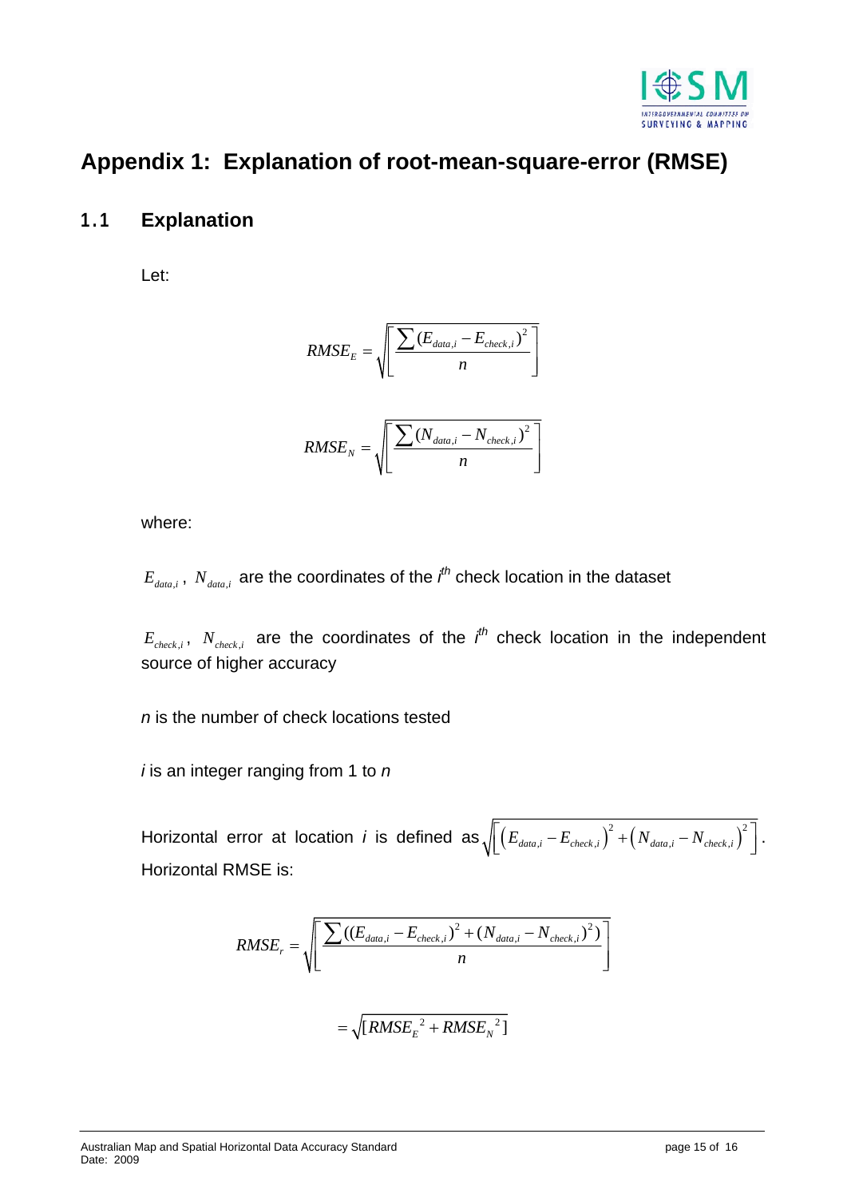# Appendix 1: Explanation of root-mean-square-error (RMSE)

## 1.1 Explanation

Let:

$$RMSE_E = \sqrt{\left[\frac{\sum (E_{data,i} - E_{check,i})^2}{n}\right]}$$

$$RMSE_N = \sqrt{\left[\frac{\sum (N_{data,i} - N_{check,i})^2}{n}\right]}$$

where:

$E_{data,i}$, $N_{data,i}$ are the coordinates of the $i^{th}$ check location in the dataset

$E_{check,i}$, $N_{check,i}$ are the coordinates of the $i^{th}$ check location in the independent source of higher accuracy

*n* is the number of check locations tested

*i* is an integer ranging from 1 to *n*

Horizontal error at location *i* is defined as $\sqrt{\left[\left(E_{data,i} - E_{check,i}\right)^2 + \left(N_{data,i} - N_{check,i}\right)^2\right]}$. Horizontal RMSE is:

$$RMSE_r = \sqrt{\left[\frac{\sum ((E_{data,i} - E_{check,i})^2 + (N_{data,i} - N_{check,i})^2)}{n}\right]}$$

$$= \sqrt{[RMSE_E{}^2 + RMSE_N{}^2]}$$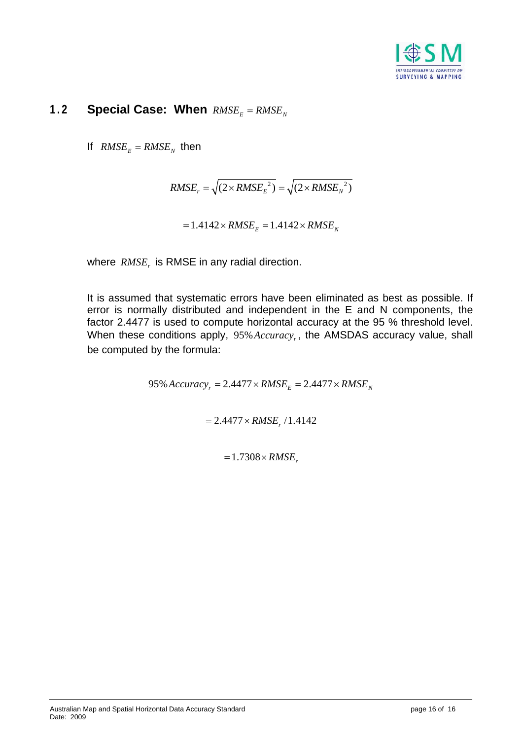## 1.2 Special Case: When $RMSE_E = RMSE_N$

If $RMSE_E = RMSE_N$ then

$$RMSE_r = \sqrt{(2 \times RMSE_E{}^2)} = \sqrt{(2 \times RMSE_N{}^2)}$$

$$= 1.4142 \times RMSE_E = 1.4142 \times RMSE_N$$

where $RMSE_r$ is RMSE in any radial direction.

It is assumed that systematic errors have been eliminated as best as possible. If error is normally distributed and independent in the E and N components, the factor 2.4477 is used to compute horizontal accuracy at the 95 % threshold level. When these conditions apply, $95\% Accuracy_r$, the AMSDAS accuracy value, shall be computed by the formula:

$$95\% Accuracy_r = 2.4477 \times RMSE_E = 2.4477 \times RMSE_N$$

$$= 2.4477 \times RMSE_r / 1.4142$$

$$= 1.7308 \times RMSE_r$$